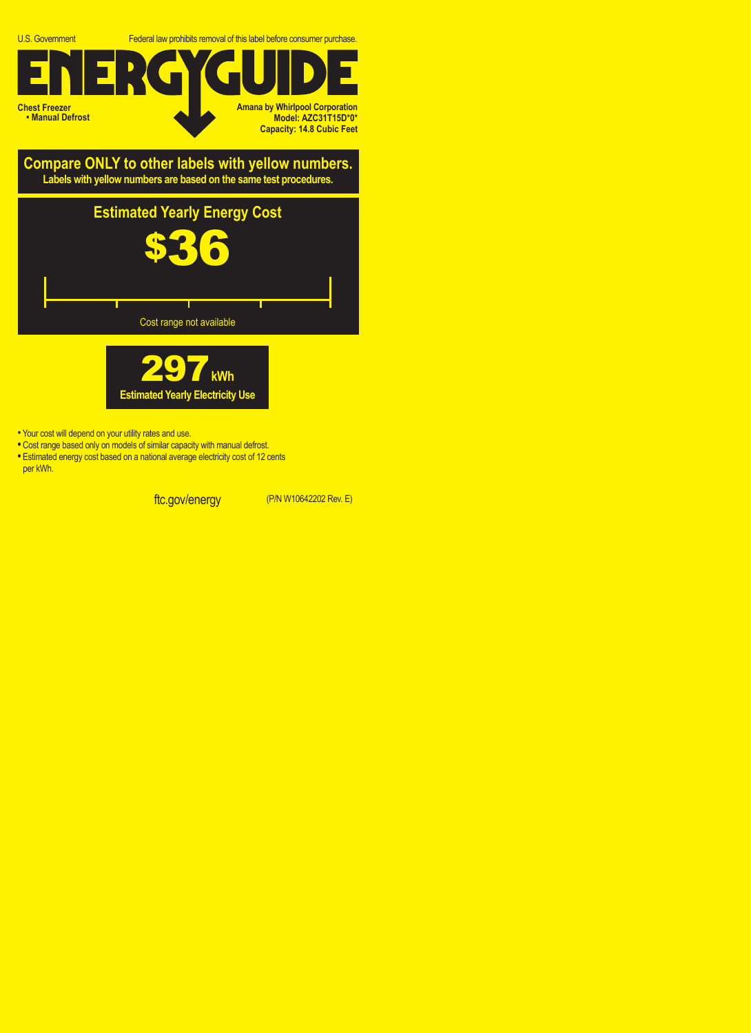U.S. Government

Federal law prohibits removal of this label before consumer purchase.

# ENERGYGUIDE

**Chest Freezer**
**• Manual Defrost**

**Amana by Whirlpool Corporation**
**Model: AZC31T15D*0***
**Capacity: 14.8 Cubic Feet**

## Compare ONLY to other labels with yellow numbers.

**Labels with yellow numbers are based on the same test procedures.**

## Estimated Yearly Energy Cost

# $36

Cost range not available

# 297 kWh

**Estimated Yearly Electricity Use**

- Your cost will depend on your utility rates and use.
- Cost range based only on models of similar capacity with manual defrost.
- Estimated energy cost based on a national average electricity cost of 12 cents per kWh.

ftc.gov/energy

(P/N W10642202 Rev. E)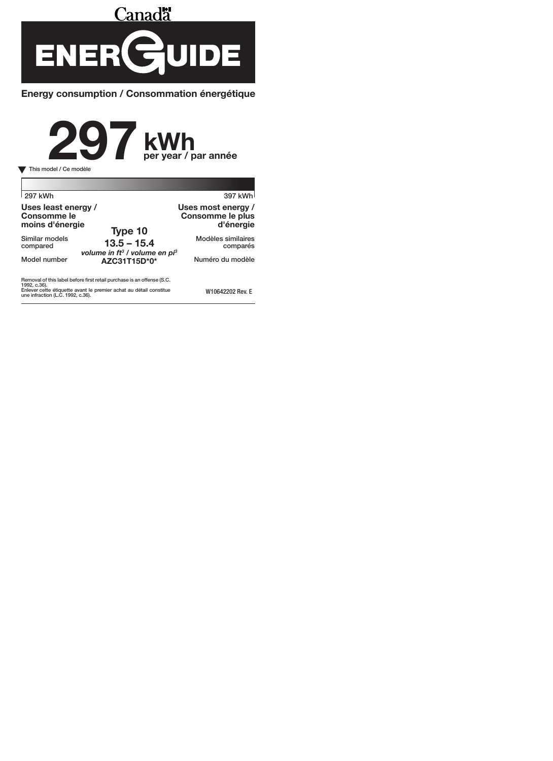Canada

# ENERGUIDE

**Energy consumption / Consommation énergétique**

**297 kWh**
**per year / par année**

▼ This model / Ce modèle

297 kWh

397 kWh

**Uses least energy / Consomme le moins d'énergie**

**Uses most energy / Consomme le plus d'énergie**

Similar models compared

**Type 10**

**13.5 – 15.4**

***volume in $ft^3$ / volume en $pi^3$***

Modèles similaires comparés

Model number

**AZC31T15D*0***

Numéro du modèle

Removal of this label before first retail purchase is an offense (S.C. 1992, c.36).
Enlever cette étiquette avant le premier achat au détail constitue une infraction (L.C. 1992, c.36).

W10642202 Rev. E